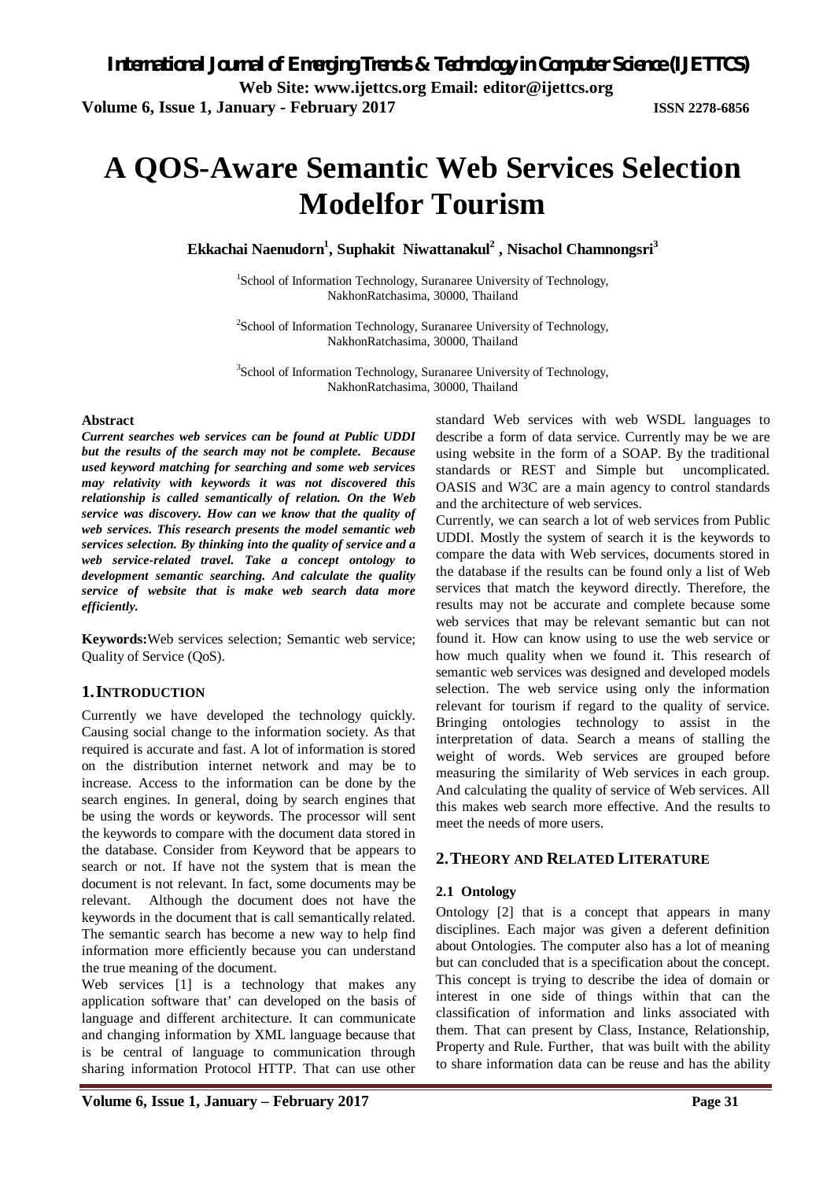# A QOS-Aware Semantic Web Services Selection Modelfor Tourism

**Ekkachai Naenudorn[1], Suphakit Niwattanakul[2] , Nisachol Chamnongsri[3]**

[1]School of Information Technology, Suranaree University of Technology, NakhonRatchasima, 30000, Thailand

[2]School of Information Technology, Suranaree University of Technology, NakhonRatchasima, 30000, Thailand

[3]School of Information Technology, Suranaree University of Technology, NakhonRatchasima, 30000, Thailand

**Abstract**

***Current searches web services can be found at Public UDDI but the results of the search may not be complete. Because used keyword matching for searching and some web services may relativity with keywords it was not discovered this relationship is called semantically of relation. On the Web service was discovery. How can we know that the quality of web services. This research presents the model semantic web services selection. By thinking into the quality of service and a web service-related travel. Take a concept ontology to development semantic searching. And calculate the quality service of website that is make web search data more efficiently.***

**Keywords:**Web services selection; Semantic web service; Quality of Service (QoS).

## 1. INTRODUCTION

Currently we have developed the technology quickly. Causing social change to the information society. As that required is accurate and fast. A lot of information is stored on the distribution internet network and may be to increase. Access to the information can be done by the search engines. In general, doing by search engines that be using the words or keywords. The processor will sent the keywords to compare with the document data stored in the database. Consider from Keyword that be appears to search or not. If have not the system that is mean the document is not relevant. In fact, some documents may be relevant. Although the document does not have the keywords in the document that is call semantically related. The semantic search has become a new way to help find information more efficiently because you can understand the true meaning of the document.

Web services [1] is a technology that makes any application software that' can developed on the basis of language and different architecture. It can communicate and changing information by XML language because that is be central of language to communication through sharing information Protocol HTTP. That can use other standard Web services with web WSDL languages to describe a form of data service. Currently may be we are using website in the form of a SOAP. By the traditional standards or REST and Simple but uncomplicated. OASIS and W3C are a main agency to control standards and the architecture of web services.

Currently, we can search a lot of web services from Public UDDI. Mostly the system of search it is the keywords to compare the data with Web services, documents stored in the database if the results can be found only a list of Web services that match the keyword directly. Therefore, the results may not be accurate and complete because some web services that may be relevant semantic but can not found it. How can know using to use the web service or how much quality when we found it. This research of semantic web services was designed and developed models selection. The web service using only the information relevant for tourism if regard to the quality of service. Bringing ontologies technology to assist in the interpretation of data. Search a means of stalling the weight of words. Web services are grouped before measuring the similarity of Web services in each group. And calculating the quality of service of Web services. All this makes web search more effective. And the results to meet the needs of more users.

## 2. THEORY AND RELATED LITERATURE

### 2.1 Ontology

Ontology [2] that is a concept that appears in many disciplines. Each major was given a deferent definition about Ontologies. The computer also has a lot of meaning but can concluded that is a specification about the concept. This concept is trying to describe the idea of domain or interest in one side of things within that can the classification of information and links associated with them. That can present by Class, Instance, Relationship, Property and Rule. Further, that was built with the ability to share information data can be reuse and has the ability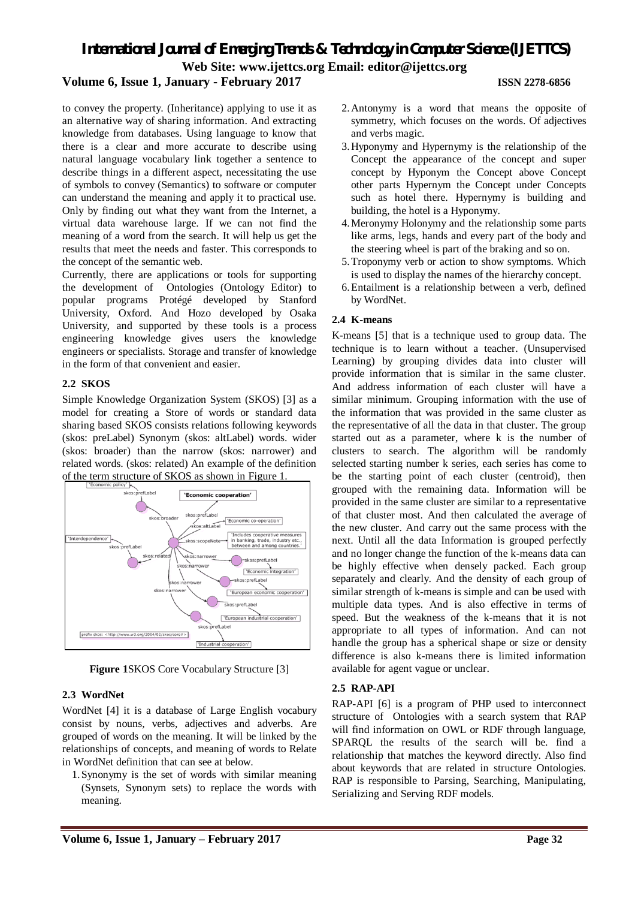to convey the property. (Inheritance) applying to use it as an alternative way of sharing information. And extracting knowledge from databases. Using language to know that there is a clear and more accurate to describe using natural language vocabulary link together a sentence to describe things in a different aspect, necessitating the use of symbols to convey (Semantics) to software or computer can understand the meaning and apply it to practical use. Only by finding out what they want from the Internet, a virtual data warehouse large. If we can not find the meaning of a word from the search. It will help us get the results that meet the needs and faster. This corresponds to the concept of the semantic web.

Currently, there are applications or tools for supporting the development of Ontologies (Ontology Editor) to popular programs Protégé developed by Stanford University, Oxford. And Hozo developed by Osaka University, and supported by these tools is a process engineering knowledge gives users the knowledge engineers or specialists. Storage and transfer of knowledge in the form of that convenient and easier.

### 2.2 SKOS

Simple Knowledge Organization System (SKOS) [3] as a model for creating a Store of words or standard data sharing based SKOS consists relations following keywords (skos: preLabel) Synonym (skos: altLabel) words. wider (skos: broader) than the narrow (skos: narrower) and related words. (skos: related) An example of the definition of the term structure of SKOS as shown in Figure 1.

**Figure 1**SKOS Core Vocabulary Structure [3]

### 2.3 WordNet

WordNet [4] it is a database of Large English vocabulary consist by nouns, verbs, adjectives and adverbs. Are grouped of words on the meaning. It will be linked by the relationships of concepts, and meaning of words to Relate in WordNet definition that can see at below.

1. Synonymy is the set of words with similar meaning (Synsets, Synonym sets) to replace the words with meaning.
2. Antonymy is a word that means the opposite of symmetry, which focuses on the words. Of adjectives and verbs magic.
3. Hyponymy and Hypernymy is the relationship of the Concept the appearance of the concept and super concept by Hyponym the Concept above Concept other parts Hypernym the Concept under Concepts such as hotel there. Hypernymy is building and building, the hotel is a Hyponymy.
4. Meronymy Holonymy and the relationship some parts like arms, legs, hands and every part of the body and the steering wheel is part of the braking and so on.
5. Troponymy verb or action to show symptoms. Which is used to display the names of the hierarchy concept.
6. Entailment is a relationship between a verb, defined by WordNet.

### 2.4 K-means

K-means [5] that is a technique used to group data. The technique is to learn without a teacher. (Unsupervised Learning) by grouping divides data into cluster will provide information that is similar in the same cluster. And address information of each cluster will have a similar minimum. Grouping information with the use of the information that was provided in the same cluster as the representative of all the data in that cluster. The group started out as a parameter, where k is the number of clusters to search. The algorithm will be randomly selected starting number k series, each series has come to be the starting point of each cluster (centroid), then grouped with the remaining data. Information will be provided in the same cluster are similar to a representative of that cluster most. And then calculated the average of the new cluster. And carry out the same process with the next. Until all the data Information is grouped perfectly and no longer change the function of the k-means data can be highly effective when densely packed. Each group separately and clearly. And the density of each group of similar strength of k-means is simple and can be used with multiple data types. And is also effective in terms of speed. But the weakness of the k-means that it is not appropriate to all types of information. And can not handle the group has a spherical shape or size or density difference is also k-means there is limited information available for agent vague or unclear.

### 2.5 RAP-API

RAP-API [6] is a program of PHP used to interconnect structure of Ontologies with a search system that RAP will find information on OWL or RDF through language, SPARQL the results of the search will be. find a relationship that matches the keyword directly. Also find about keywords that are related in structure Ontologies. RAP is responsible to Parsing, Searching, Manipulating, Serializing and Serving RDF models.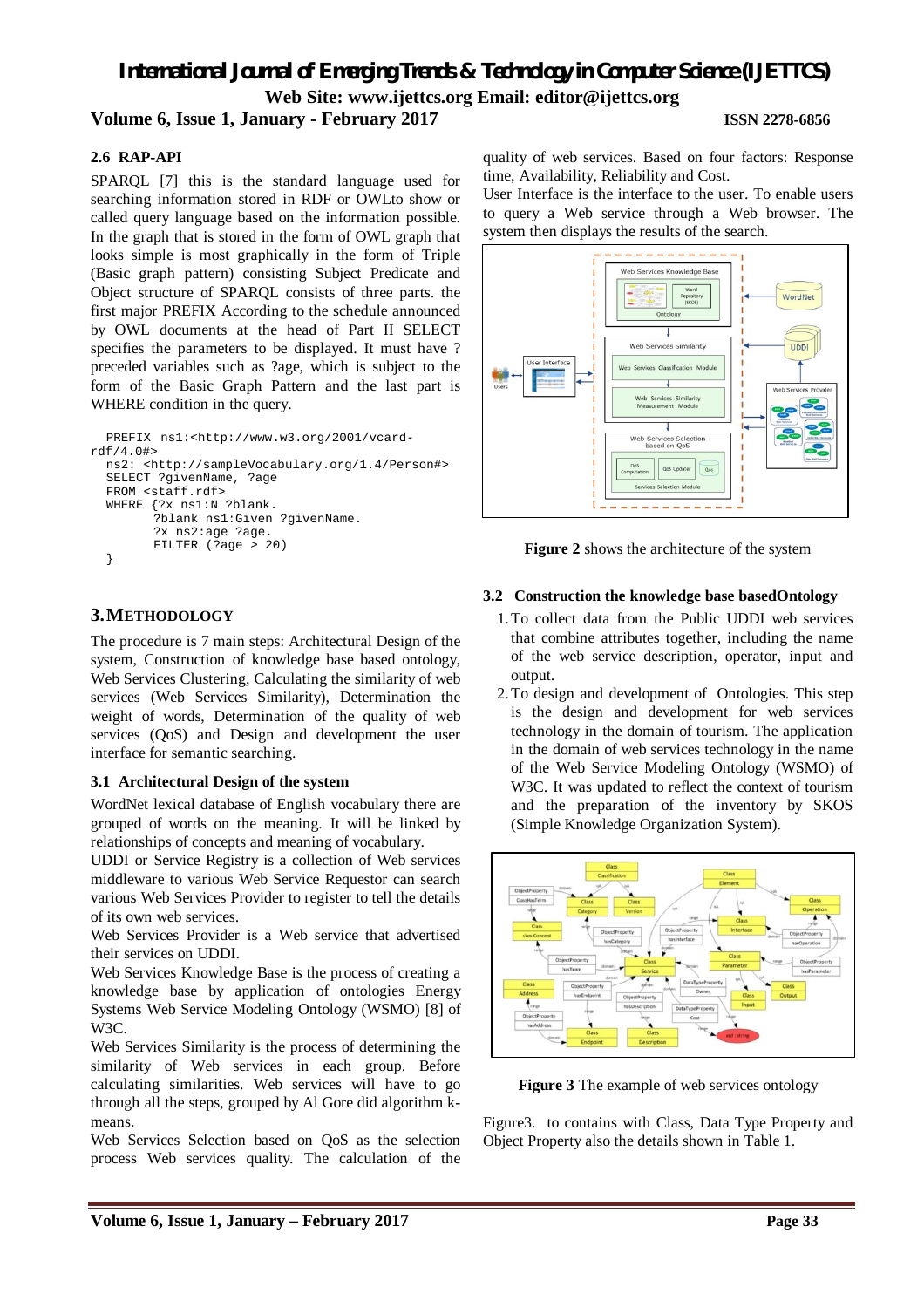### 2.6 RAP-API

SPARQL [7] this is the standard language used for searching information stored in RDF or OWLto show or called query language based on the information possible. In the graph that is stored in the form of OWL graph that looks simple is most graphically in the form of Triple (Basic graph pattern) consisting Subject Predicate and Object structure of SPARQL consists of three parts. the first major PREFIX According to the schedule announced by OWL documents at the head of Part II SELECT specifies the parameters to be displayed. It must have ? preceded variables such as ?age, which is subject to the form of the Basic Graph Pattern and the last part is WHERE condition in the query.

```
  PREFIX ns1:<http://www.w3.org/2001/vcard-
rdf/4.0#>
  ns2: <http://sampleVocabulary.org/1.4/Person#>
  SELECT ?givenName, ?age
  FROM <staff.rdf>
  WHERE {?x ns1:N ?blank.
         ?blank ns1:Given ?givenName.
         ?x ns2:age ?age.
         FILTER (?age > 20)
  }
```

## 3. METHODOLOGY

The procedure is 7 main steps: Architectural Design of the system, Construction of knowledge base based ontology, Web Services Clustering, Calculating the similarity of web services (Web Services Similarity), Determination the weight of words, Determination of the quality of web services (QoS) and Design and development the user interface for semantic searching.

### 3.1 Architectural Design of the system

WordNet lexical database of English vocabulary there are grouped of words on the meaning. It will be linked by relationships of concepts and meaning of vocabulary.

UDDI or Service Registry is a collection of Web services middleware to various Web Service Requestor can search various Web Services Provider to register to tell the details of its own web services.

Web Services Provider is a Web service that advertised their services on UDDI.

Web Services Knowledge Base is the process of creating a knowledge base by application of ontologies Energy Systems Web Service Modeling Ontology (WSMO) [8] of W3C.

Web Services Similarity is the process of determining the similarity of Web services in each group. Before calculating similarities. Web services will have to go through all the steps, grouped by Al Gore did algorithm k-means.

Web Services Selection based on QoS as the selection process Web services quality. The calculation of the quality of web services. Based on four factors: Response time, Availability, Reliability and Cost.

User Interface is the interface to the user. To enable users to query a Web service through a Web browser. The system then displays the results of the search.

**Figure 2** shows the architecture of the system

### 3.2 Construction the knowledge base basedOntology

1. To collect data from the Public UDDI web services that combine attributes together, including the name of the web service description, operator, input and output.
2. To design and development of Ontologies. This step is the design and development for web services technology in the domain of tourism. The application in the domain of web services technology in the name of the Web Service Modeling Ontology (WSMO) of W3C. It was updated to reflect the context of tourism and the preparation of the inventory by SKOS (Simple Knowledge Organization System).

**Figure 3** The example of web services ontology

Figure3. to contains with Class, Data Type Property and Object Property also the details shown in Table 1.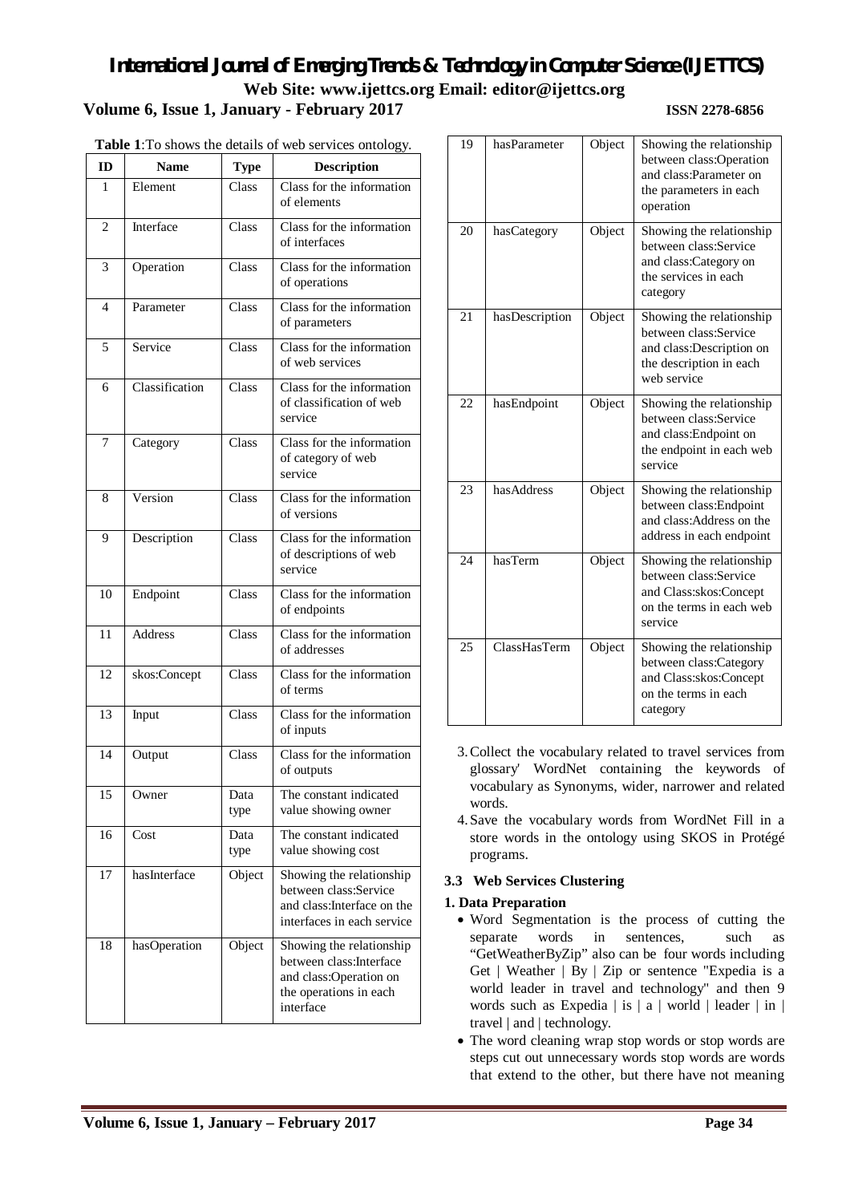**Table 1**:To shows the details of web services ontology.

| ID | Name | Type | Description |
|---|---|---|---|
| 1 | Element | Class | Class for the information of elements |
| 2 | Interface | Class | Class for the information of interfaces |
| 3 | Operation | Class | Class for the information of operations |
| 4 | Parameter | Class | Class for the information of parameters |
| 5 | Service | Class | Class for the information of web services |
| 6 | Classification | Class | Class for the information of classification of web service |
| 7 | Category | Class | Class for the information of category of web service |
| 8 | Version | Class | Class for the information of versions |
| 9 | Description | Class | Class for the information of descriptions of web service |
| 10 | Endpoint | Class | Class for the information of endpoints |
| 11 | Address | Class | Class for the information of addresses |
| 12 | skos:Concept | Class | Class for the information of terms |
| 13 | Input | Class | Class for the information of inputs |
| 14 | Output | Class | Class for the information of outputs |
| 15 | Owner | Data type | The constant indicated value showing owner |
| 16 | Cost | Data type | The constant indicated value showing cost |
| 17 | hasInterface | Object | Showing the relationship between class:Service and class:Interface on the interfaces in each service |
| 18 | hasOperation | Object | Showing the relationship between class:Interface and class:Operation on the operations in each interface |
| 19 | hasParameter | Object | Showing the relationship between class:Operation and class:Parameter on the parameters in each operation |
| 20 | hasCategory | Object | Showing the relationship between class:Service and class:Category on the services in each category |
| 21 | hasDescription | Object | Showing the relationship between class:Service and class:Description on the description in each web service |
| 22 | hasEndpoint | Object | Showing the relationship between class:Service and class:Endpoint on the endpoint in each web service |
| 23 | hasAddress | Object | Showing the relationship between class:Endpoint and class:Address on the address in each endpoint |
| 24 | hasTerm | Object | Showing the relationship between class:Service and Class:skos:Concept on the terms in each web service |
| 25 | ClassHasTerm | Object | Showing the relationship between class:Category and Class:skos:Concept on the terms in each category |

3. Collect the vocabulary related to travel services from glossary' WordNet containing the keywords of vocabulary as Synonyms, wider, narrower and related words.
4. Save the vocabulary words from WordNet Fill in a store words in the ontology using SKOS in Protégé programs.

### 3.3 Web Services Clustering

**1. Data Preparation**

- Word Segmentation is the process of cutting the separate words in sentences, such as "GetWeatherByZip" also can be four words including Get | Weather | By | Zip or sentence "Expedia is a world leader in travel and technology" and then 9 words such as Expedia | is | a | world | leader | in | travel | and | technology.
- The word cleaning wrap stop words or stop words are steps cut out unnecessary words stop words are words that extend to the other, but there have not meaning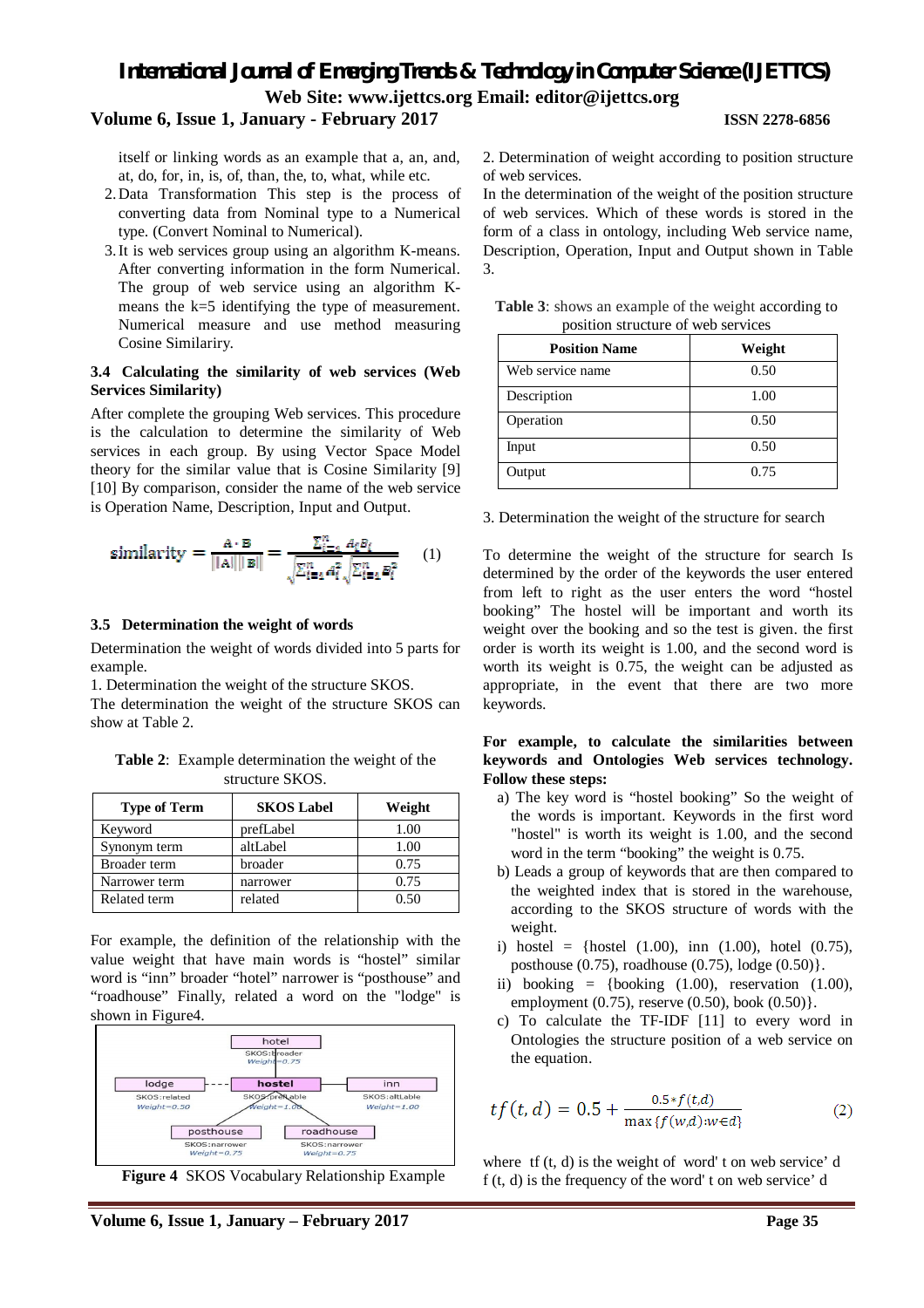itself or linking words as an example that a, an, and, at, do, for, in, is, of, than, the, to, what, while etc.

2. Data Transformation This step is the process of converting data from Nominal type to a Numerical type. (Convert Nominal to Numerical).
3. It is web services group using an algorithm K-means. After converting information in the form Numerical. The group of web service using an algorithm K-means the k=5 identifying the type of measurement. Numerical measure and use method measuring Cosine Similariry.

### 3.4 Calculating the similarity of web services (Web Services Similarity)

After complete the grouping Web services. This procedure is the calculation to determine the similarity of Web services in each group. By using Vector Space Model theory for the similar value that is Cosine Similarity [9] [10] By comparison, consider the name of the web service is Operation Name, Description, Input and Output.

$$\text{similarity} = \frac{A \cdot B}{\|A\|\|B\|} = \frac{\sum_{i=1}^{n} A_i B_i}{\sqrt{\sum_{i=1}^{n} A_i^2}\sqrt{\sum_{i=1}^{n} B_i^2}} \quad (1)$$

### 3.5 Determination the weight of words

Determination the weight of words divided into 5 parts for example.

1. Determination the weight of the structure SKOS.

The determination the weight of the structure SKOS can show at Table 2.

**Table 2**: Example determination the weight of the structure SKOS.

| Type of Term | SKOS Label | Weight |
|---|---|---|
| Keyword | prefLabel | 1.00 |
| Synonym term | altLabel | 1.00 |
| Broader term | broader | 0.75 |
| Narrower term | narrower | 0.75 |
| Related term | related | 0.50 |

For example, the definition of the relationship with the value weight that have main words is "hostel" similar word is "inn" broader "hotel" narrower is "posthouse" and "roadhouse" Finally, related a word on the "lodge" is shown in Figure4.

**Figure 4** SKOS Vocabulary Relationship Example

2. Determination of weight according to position structure of web services.

In the determination of the weight of the position structure of web services. Which of these words is stored in the form of a class in ontology, including Web service name, Description, Operation, Input and Output shown in Table 3.

**Table 3**: shows an example of the weight according to position structure of web services

| Position Name | Weight |
|---|---|
| Web service name | 0.50 |
| Description | 1.00 |
| Operation | 0.50 |
| Input | 0.50 |
| Output | 0.75 |

3. Determination the weight of the structure for search

To determine the weight of the structure for search Is determined by the order of the keywords the user entered from left to right as the user enters the word "hostel booking" The hostel will be important and worth its weight over the booking and so the test is given. the first order is worth its weight is 1.00, and the second word is worth its weight is 0.75, the weight can be adjusted as appropriate, in the event that there are two more keywords.

**For example, to calculate the similarities between keywords and Ontologies Web services technology. Follow these steps:**

a) The key word is "hostel booking" So the weight of the words is important. Keywords in the first word "hostel" is worth its weight is 1.00, and the second word in the term "booking" the weight is 0.75.
b) Leads a group of keywords that are then compared to the weighted index that is stored in the warehouse, according to the SKOS structure of words with the weight.

i) hostel = {hostel (1.00), inn (1.00), hotel (0.75), posthouse (0.75), roadhouse (0.75), lodge (0.50)}.
ii) booking = {booking (1.00), reservation (1.00), employment (0.75), reserve (0.50), book (0.50)}.

c) To calculate the TF-IDF [11] to every word in Ontologies the structure position of a web service on the equation.

$$tf(t, d) = 0.5 + \frac{0.5 * f(t,d)}{\max\{f(w,d): w \in d\}} \quad (2)$$

where tf (t, d) is the weight of word' t on web service' d
f (t, d) is the frequency of the word' t on web service' d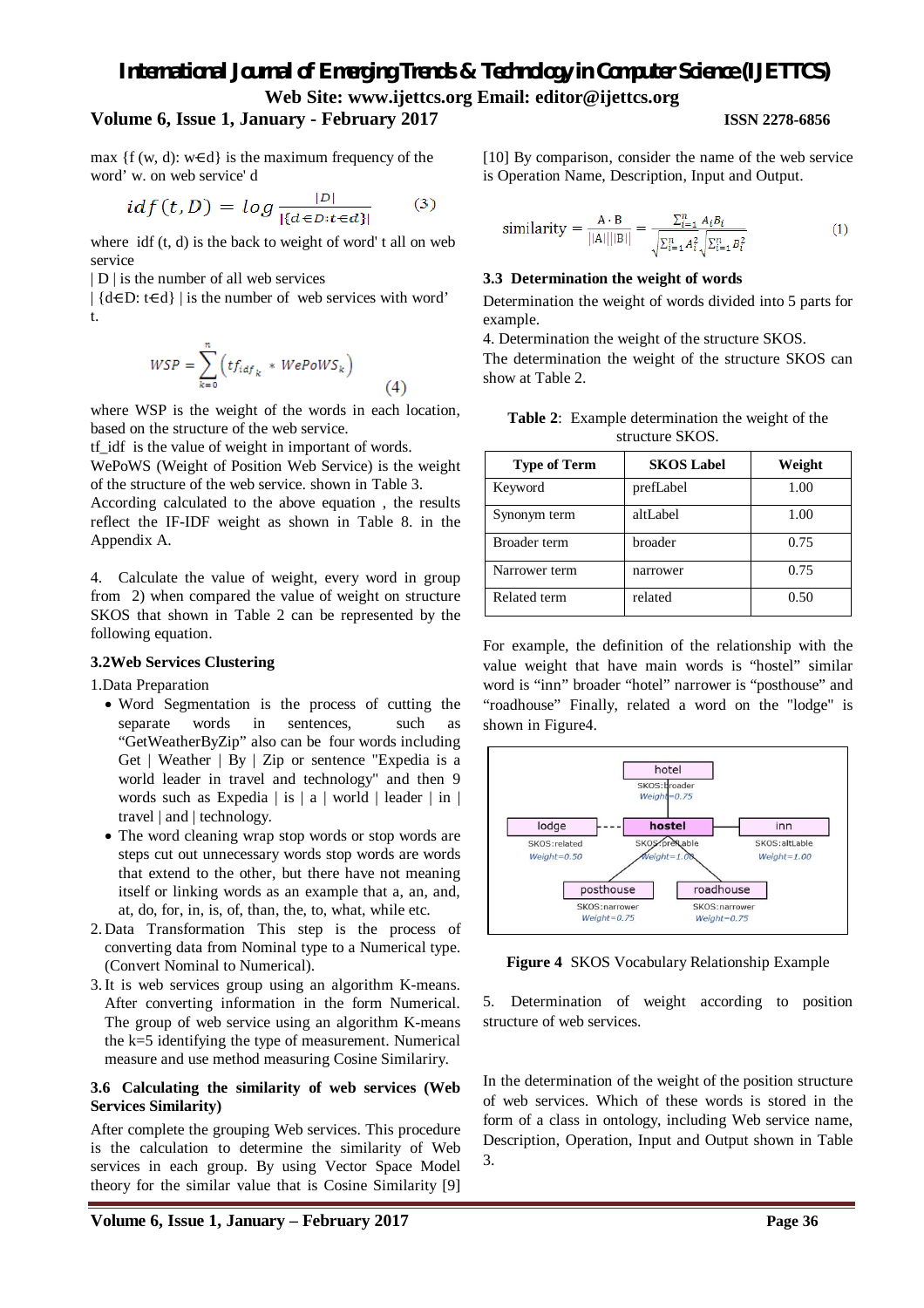max {f (w, d): w∈d} is the maximum frequency of the word' w. on web service' d

$$idf(t, D) = log \frac{|D|}{|\{d \in D: t \in d\}|} \qquad (3)$$

where idf (t, d) is the back to weight of word' t all on web service

| D | is the number of all web services

| {d∈D: t∈d} | is the number of web services with word' t.

$$WSP = \sum_{k=0}^{n} \left( tf_{idf_k} * WePoWS_k \right) \qquad (4)$$

where WSP is the weight of the words in each location, based on the structure of the web service.

tf_idf is the value of weight in important of words.

WePoWS (Weight of Position Web Service) is the weight of the structure of the web service. shown in Table 3.

According calculated to the above equation , the results reflect the IF-IDF weight as shown in Table 8. in the Appendix A.

4. Calculate the value of weight, every word in group from 2) when compared the value of weight on structure SKOS that shown in Table 2 can be represented by the following equation.

### 3.2Web Services Clustering

1.Data Preparation

- Word Segmentation is the process of cutting the separate words in sentences, such as "GetWeatherByZip" also can be four words including Get | Weather | By | Zip or sentence "Expedia is a world leader in travel and technology." and then 9 words such as Expedia | is | a | world | leader | in | travel | and | technology.
- The word cleaning wrap stop words or stop words are steps cut out unnecessary words stop words are words that extend to the other, but there have not meaning itself or linking words as an example that a, an, and, at, do, for, in, is, of, than, the, to, what, while etc.

2. Data Transformation This step is the process of converting data from Nominal type to a Numerical type. (Convert Nominal to Numerical).
3. It is web services group using an algorithm K-means. After converting information in the form Numerical. The group of web service using an algorithm K-means the k=5 identifying the type of measurement. Numerical measure and use method measuring Cosine Similariry.

### 3.6 Calculating the similarity of web services (Web Services Similarity)

After complete the grouping Web services. This procedure is the calculation to determine the similarity of Web services in each group. By using Vector Space Model theory for the similar value that is Cosine Similarity [9] [10] By comparison, consider the name of the web service is Operation Name, Description, Input and Output.

$$\text{similarity} = \frac{A \cdot B}{||A||\,||B||} = \frac{\sum_{i=1}^{n} A_i B_i}{\sqrt{\sum_{i=1}^{n} A_i^2}\sqrt{\sum_{i=1}^{n} B_i^2}} \qquad (1)$$

### 3.3 Determination the weight of words

Determination the weight of words divided into 5 parts for example.

4. Determination the weight of the structure SKOS.

The determination the weight of the structure SKOS can show at Table 2.

**Table 2**: Example determination the weight of the structure SKOS.

| Type of Term | SKOS Label | Weight |
|---|---|---|
| Keyword | prefLabel | 1.00 |
| Synonym term | altLabel | 1.00 |
| Broader term | broader | 0.75 |
| Narrower term | narrower | 0.75 |
| Related term | related | 0.50 |

For example, the definition of the relationship with the value weight that have main words is "hostel" similar word is "inn" broader "hotel" narrower is "posthouse" and "roadhouse" Finally, related a word on the "lodge" is shown in Figure4.

**Figure 4** SKOS Vocabulary Relationship Example

5. Determination of weight according to position structure of web services.

In the determination of the weight of the position structure of web services. Which of these words is stored in the form of a class in ontology, including Web service name, Description, Operation, Input and Output shown in Table 3.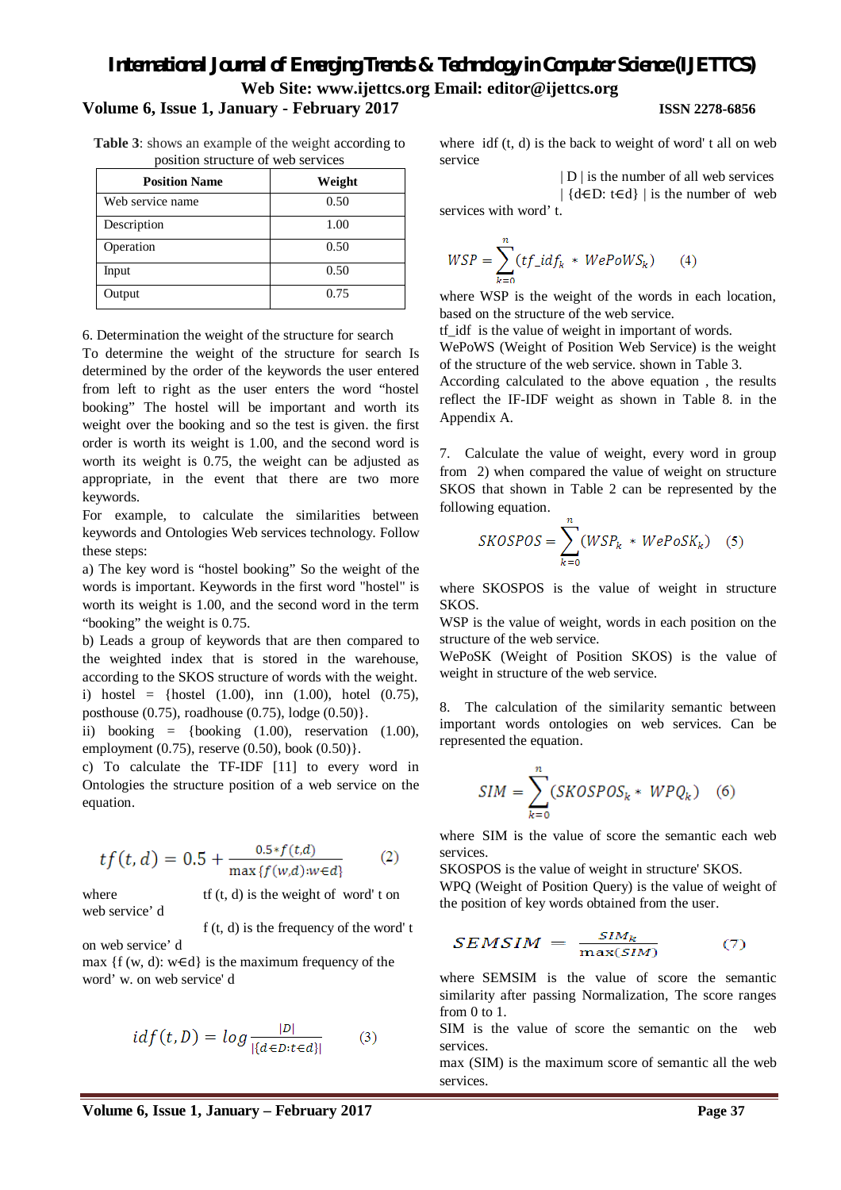**Table 3**: shows an example of the weight according to position structure of web services

| Position Name | Weight |
|---|---|
| Web service name | 0.50 |
| Description | 1.00 |
| Operation | 0.50 |
| Input | 0.50 |
| Output | 0.75 |

6. Determination the weight of the structure for search

To determine the weight of the structure for search Is determined by the order of the keywords the user entered from left to right as the user enters the word "hostel booking" The hostel will be important and worth its weight over the booking and so the test is given. the first order is worth its weight is 1.00, and the second word is worth its weight is 0.75, the weight can be adjusted as appropriate, in the event that there are two more keywords.

For example, to calculate the similarities between keywords and Ontologies Web services technology. Follow these steps:

a) The key word is "hostel booking" So the weight of the words is important. Keywords in the first word "hostel" is worth its weight is 1.00, and the second word in the term "booking" the weight is 0.75.

b) Leads a group of keywords that are then compared to the weighted index that is stored in the warehouse, according to the SKOS structure of words with the weight.

i) hostel = {hostel (1.00), inn (1.00), hotel (0.75), posthouse (0.75), roadhouse (0.75), lodge (0.50)}.

ii) booking = {booking (1.00), reservation (1.00), employment (0.75), reserve (0.50), book (0.50)}.

c) To calculate the TF-IDF [11] to every word in Ontologies the structure position of a web service on the equation.

$$tf(t,d) = 0.5 + \frac{0.5 * f(t,d)}{\max\{f(w,d): w \in d\}} \qquad (2)$$

where tf (t, d) is the weight of word' t on web service' d

f (t, d) is the frequency of the word' t on web service' d

max {f (w, d): w∈d} is the maximum frequency of the word' w. on web service' d

$$idf(t,D) = log \frac{|D|}{|\{d \in D: t \in d\}|} \qquad (3)$$

where idf (t, d) is the back to weight of word' t all on web service

| D | is the number of all web services

| {d∈D: t∈d} | is the number of web services with word' t.

$$WSP = \sum_{k=0}^{n} (tf\_idf_k * WePoWS_k) \qquad (4)$$

where WSP is the weight of the words in each location, based on the structure of the web service.

tf_idf is the value of weight in important of words.

WePoWS (Weight of Position Web Service) is the weight of the structure of the web service. shown in Table 3.

According calculated to the above equation , the results reflect the IF-IDF weight as shown in Table 8. in the Appendix A.

7. Calculate the value of weight, every word in group from 2) when compared the value of weight on structure SKOS that shown in Table 2 can be represented by the following equation.

$$SKOSPOS = \sum_{k=0}^{n} (WSP_k * WePoSK_k) \qquad (5)$$

where SKOSPOS is the value of weight in structure SKOS.

WSP is the value of weight, words in each position on the structure of the web service.

WePoSK (Weight of Position SKOS) is the value of weight in structure of the web service.

8. The calculation of the similarity semantic between important words ontologies on web services. Can be represented the equation.

$$SIM = \sum_{k=0}^{n} (SKOSPOS_k * WPQ_k) \qquad (6)$$

where SIM is the value of score the semantic each web services.

SKOSPOS is the value of weight in structure' SKOS.

WPQ (Weight of Position Query) is the value of weight of the position of key words obtained from the user.

$$SEMSIM = \frac{SIM_k}{\max(SIM)} \qquad (7)$$

where SEMSIM is the value of score the semantic similarity after passing Normalization, The score ranges from 0 to 1.

SIM is the value of score the semantic on the web services.

max (SIM) is the maximum score of semantic all the web services.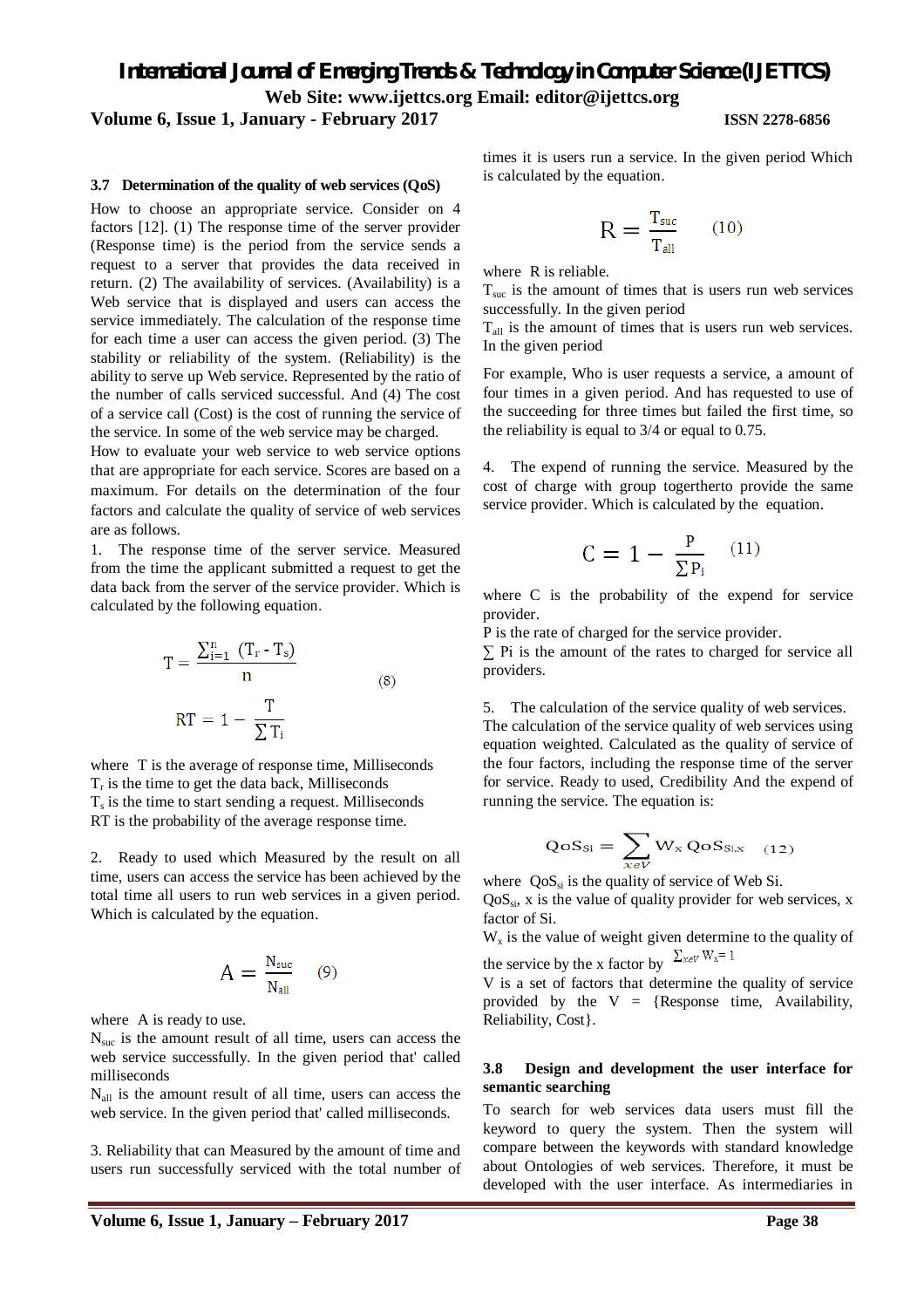### 3.7 Determination of the quality of web services (QoS)

How to choose an appropriate service. Consider on 4 factors [12]. (1) The response time of the server provider (Response time) is the period from the service sends a request to a server that provides the data received in return. (2) The availability of services. (Availability) is a Web service that is displayed and users can access the service immediately. The calculation of the response time for each time a user can access the given period. (3) The stability or reliability of the system. (Reliability) is the ability to serve up Web service. Represented by the ratio of the number of calls serviced successful. And (4) The cost of a service call (Cost) is the cost of running the service of the service. In some of the web service may be charged.

How to evaluate your web service to web service options that are appropriate for each service. Scores are based on a maximum. For details on the determination of the four factors and calculate the quality of service of web services are as follows.

1. The response time of the server service. Measured from the time the applicant submitted a request to get the data back from the server of the service provider. Which is calculated by the following equation.

$$T = \frac{\sum_{i=1}^{n} (T_r - T_s)}{n} \tag{8}$$

$$RT = 1 - \frac{T}{\sum T_i}$$

where T is the average of response time, Milliseconds
$T_r$ is the time to get the data back, Milliseconds
$T_s$ is the time to start sending a request. Milliseconds
RT is the probability of the average response time.

2. Ready to used which Measured by the result on all time, users can access the service has been achieved by the total time all users to run web services in a given period. Which is calculated by the equation.

$$A = \frac{N_{suc}}{N_{all}} \tag{9}$$

where A is ready to use.
$N_{suc}$ is the amount result of all time, users can access the web service successfully. In the given period that' called milliseconds
$N_{all}$ is the amount result of all time, users can access the web service. In the given period that' called milliseconds.

3. Reliability that can Measured by the amount of time and users run successfully serviced with the total number of times it is users run a service. In the given period Which is calculated by the equation.

$$R = \frac{T_{suc}}{T_{all}} \tag{10}$$

where R is reliable.
$T_{suc}$ is the amount of times that is users run web services successfully. In the given period
$T_{all}$ is the amount of times that is users run web services. In the given period

For example, Who is user requests a service, a amount of four times in a given period. And has requested to use of the succeeding for three times but failed the first time, so the reliability is equal to 3/4 or equal to 0.75.

4. The expend of running the service. Measured by the cost of charge with group togertherto provide the same service provider. Which is calculated by the equation.

$$C = 1 - \frac{P}{\sum P_i} \tag{11}$$

where C is the probability of the expend for service provider.
P is the rate of charged for the service provider.
$\sum$ Pi is the amount of the rates to charged for service all providers.

5. The calculation of the service quality of web services.
The calculation of the service quality of web services using equation weighted. Calculated as the quality of service of the four factors, including the response time of the server for service. Ready to used, Credibility And the expend of running the service. The equation is:

$$QoS_{Si} = \sum_{x \in V} W_x \, QoS_{Si,x} \tag{12}$$

where $QoS_{si}$ is the quality of service of Web Si.
$QoS_{si}$, x is the value of quality provider for web services, x factor of Si.
$W_x$ is the value of weight given determine to the quality of the service by the x factor by $\sum_{x \in V} W_x = 1$
V is a set of factors that determine the quality of service provided by the V = {Response time, Availability, Reliability, Cost}.

### 3.8 Design and development the user interface for semantic searching

To search for web services data users must fill the keyword to query the system. Then the system will compare between the keywords with standard knowledge about Ontologies of web services. Therefore, it must be developed with the user interface. As intermediaries in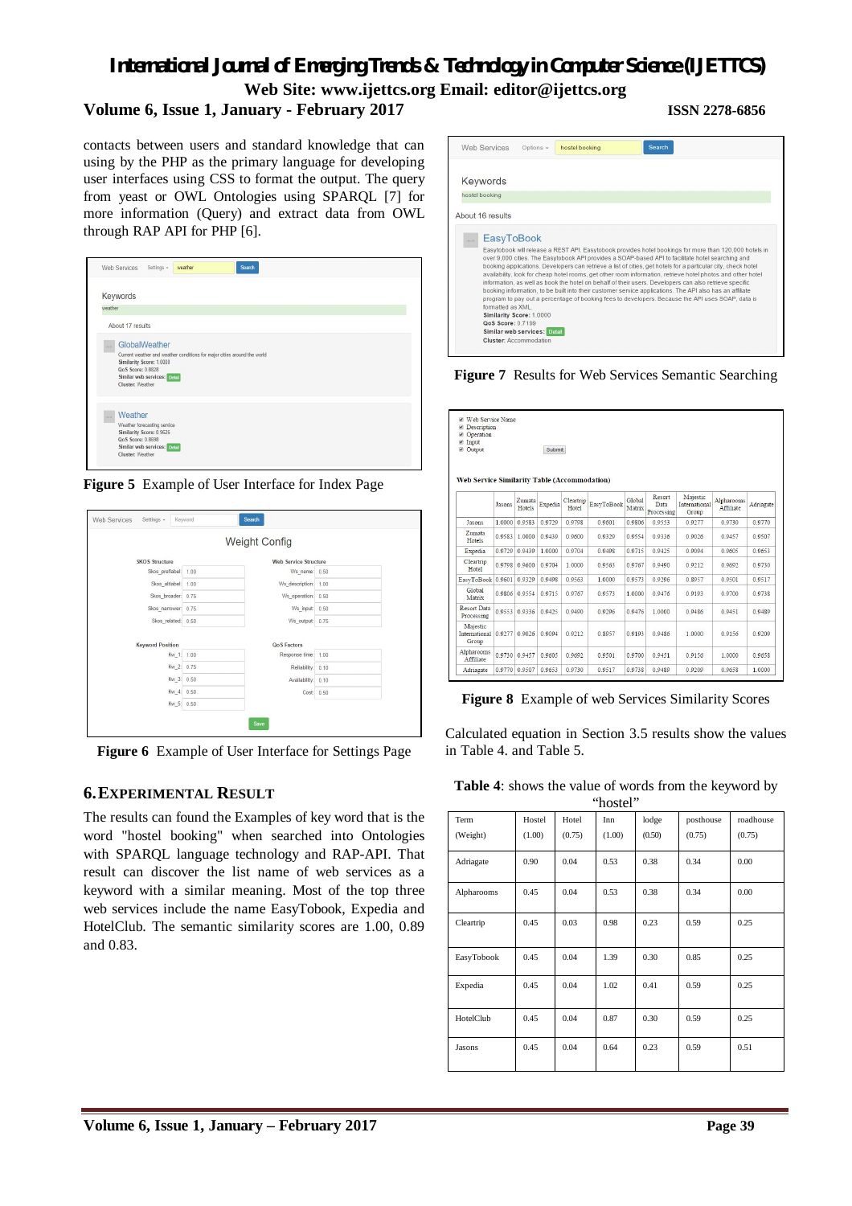contacts between users and standard knowledge that can using by the PHP as the primary language for developing user interfaces using CSS to format the output. The query from yeast or OWL Ontologies using SPARQL [7] for more information (Query) and extract data from OWL through RAP API for PHP [6].

**Figure 5** Example of User Interface for Index Page

**Figure 6** Example of User Interface for Settings Page

## 6. EXPERIMENTAL RESULT

The results can found the Examples of key word that is the word "hostel booking" when searched into Ontologies with SPARQL language technology and RAP-API. That result can discover the list name of web services as a keyword with a similar meaning. Most of the top three web services include the name EasyTobook, Expedia and HotelClub. The semantic similarity scores are 1.00, 0.89 and 0.83.

**Figure 7** Results for Web Services Semantic Searching

**Figure 8** Example of web Services Similarity Scores

Calculated equation in Section 3.5 results show the values in Table 4. and Table 5.

**Table 4**: shows the value of words from the keyword by "hostel"

| Term (Weight) | Hostel (1.00) | Hotel (0.75) | Inn (1.00) | lodge (0.50) | posthouse (0.75) | roadhouse (0.75) |
|---|---|---|---|---|---|---|
| Adriagate | 0.90 | 0.04 | 0.53 | 0.38 | 0.34 | 0.00 |
| Alpharooms | 0.45 | 0.04 | 0.53 | 0.38 | 0.34 | 0.00 |
| Cleartrip | 0.45 | 0.03 | 0.98 | 0.23 | 0.59 | 0.25 |
| EasyTobook | 0.45 | 0.04 | 1.39 | 0.30 | 0.85 | 0.25 |
| Expedia | 0.45 | 0.04 | 1.02 | 0.41 | 0.59 | 0.25 |
| HotelClub | 0.45 | 0.04 | 0.87 | 0.30 | 0.59 | 0.25 |
| Jasons | 0.45 | 0.04 | 0.64 | 0.23 | 0.59 | 0.51 |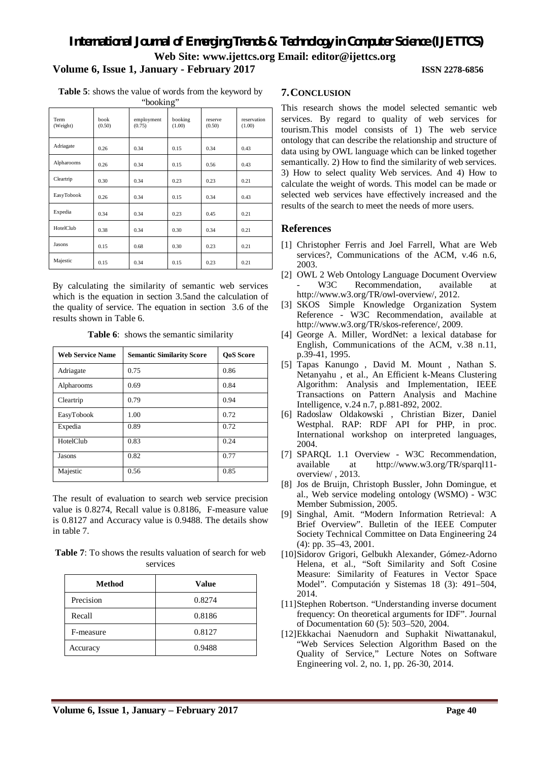**Table 5**: shows the value of words from the keyword by "booking"

| Term (Weight) | book (0.50) | employment (0.75) | booking (1.00) | reserve (0.50) | reservation (1.00) |
|---|---|---|---|---|---|
| Adriagate | 0.26 | 0.34 | 0.15 | 0.34 | 0.43 |
| Alpharooms | 0.26 | 0.34 | 0.15 | 0.56 | 0.43 |
| Cleartrip | 0.30 | 0.34 | 0.23 | 0.23 | 0.21 |
| EasyTobook | 0.26 | 0.34 | 0.15 | 0.34 | 0.43 |
| Expedia | 0.34 | 0.34 | 0.23 | 0.45 | 0.21 |
| HotelClub | 0.38 | 0.34 | 0.30 | 0.34 | 0.21 |
| Jasons | 0.15 | 0.68 | 0.30 | 0.23 | 0.21 |
| Majestic | 0.15 | 0.34 | 0.15 | 0.23 | 0.21 |

By calculating the similarity of semantic web services which is the equation in section 3.5and the calculation of the quality of service. The equation in section 3.6 of the results shown in Table 6.

**Table 6**: shows the semantic similarity

| Web Service Name | Semantic Similarity Score | QoS Score |
|---|---|---|
| Adriagate | 0.75 | 0.86 |
| Alpharooms | 0.69 | 0.84 |
| Cleartrip | 0.79 | 0.94 |
| EasyTobook | 1.00 | 0.72 |
| Expedia | 0.89 | 0.72 |
| HotelClub | 0.83 | 0.24 |
| Jasons | 0.82 | 0.77 |
| Majestic | 0.56 | 0.85 |

The result of evaluation to search web service precision value is 0.8274, Recall value is 0.8186, F-measure value is 0.8127 and Accuracy value is 0.9488. The details show in table 7.

**Table 7**: To shows the results valuation of search for web services

| Method | Value |
|---|---|
| Precision | 0.8274 |
| Recall | 0.8186 |
| F-measure | 0.8127 |
| Accuracy | 0.9488 |

## 7. CONCLUSION

This research shows the model selected semantic web services. By regard to quality of web services for tourism.This model consists of 1) The web service ontology that can describe the relationship and structure of data using by OWL language which can be linked together semantically. 2) How to find the similarity of web services. 3) How to select quality Web services. And 4) How to calculate the weight of words. This model can be made or selected web services have effectively increased and the results of the search to meet the needs of more users.

## References

[1] Christopher Ferris and Joel Farrell, What are Web services?, Communications of the ACM, v.46 n.6, 2003.

[2] OWL 2 Web Ontology Language Document Overview - W3C Recommendation, available at http://www.w3.org/TR/owl-overview/, 2012.

[3] SKOS Simple Knowledge Organization System Reference - W3C Recommendation, available at http://www.w3.org/TR/skos-reference/, 2009.

[4] George A. Miller, WordNet: a lexical database for English, Communications of the ACM, v.38 n.11, p.39-41, 1995.

[5] Tapas Kanungo , David M. Mount , Nathan S. Netanyahu , et al., An Efficient k-Means Clustering Algorithm: Analysis and Implementation, IEEE Transactions on Pattern Analysis and Machine Intelligence, v.24 n.7, p.881-892, 2002.

[6] Radoslaw Oldakowski , Christian Bizer, Daniel Westphal. RAP: RDF API for PHP, in proc. International workshop on interpreted languages, 2004.

[7] SPARQL 1.1 Overview - W3C Recommendation, available at http://www.w3.org/TR/sparql11-overview/ , 2013.

[8] Jos de Bruijn, Christoph Bussler, John Domingue, et al., Web service modeling ontology (WSMO) - W3C Member Submission, 2005.

[9] Singhal, Amit. "Modern Information Retrieval: A Brief Overview". Bulletin of the IEEE Computer Society Technical Committee on Data Engineering 24 (4): pp. 35–43, 2001.

[10] Sidorov Grigori, Gelbukh Alexander, Gómez-Adorno Helena, et al., "Soft Similarity and Soft Cosine Measure: Similarity of Features in Vector Space Model". Computación y Sistemas 18 (3): 491–504, 2014.

[11] Stephen Robertson. "Understanding inverse document frequency: On theoretical arguments for IDF". Journal of Documentation 60 (5): 503–520, 2004.

[12] Ekkachai Naenudorn and Suphakit Niwattanakul, "Web Services Selection Algorithm Based on the Quality of Service," Lecture Notes on Software Engineering vol. 2, no. 1, pp. 26-30, 2014.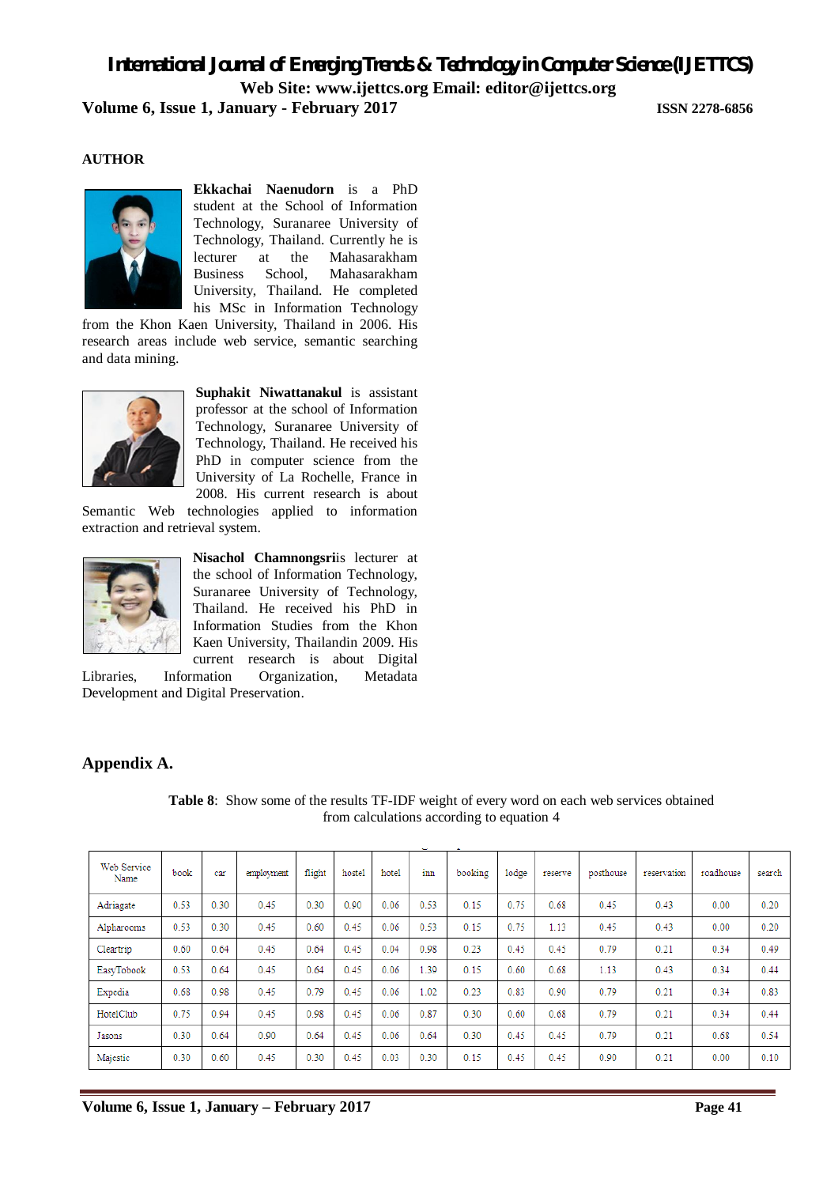## AUTHOR

**Ekkachai Naenudorn** is a PhD student at the School of Information Technology, Suranaree University of Technology, Thailand. Currently he is lecturer at the Mahasarakham Business School, Mahasarakham University, Thailand. He completed his MSc in Information Technology from the Khon Kaen University, Thailand in 2006. His research areas include web service, semantic searching and data mining.

**Suphakit Niwattanakul** is assistant professor at the school of Information Technology, Suranaree University of Technology, Thailand. He received his PhD in computer science from the University of La Rochelle, France in 2008. His current research is about Semantic Web technologies applied to information extraction and retrieval system.

**Nisachol Chamnongsri**is lecturer at the school of Information Technology, Suranaree University of Technology, Thailand. He received his PhD in Information Studies from the Khon Kaen University, Thailandin 2009. His current research is about Digital Libraries, Information Organization, Metadata Development and Digital Preservation.

## Appendix A.

**Table 8**: Show some of the results TF-IDF weight of every word on each web services obtained from calculations according to equation 4

| Web Service Name | book | car | employment | flight | hostel | hotel | inn | booking | lodge | reserve | posthouse | reservation | roadhouse | search |
|---|---|---|---|---|---|---|---|---|---|---|---|---|---|---|
| Adriagate | 0.53 | 0.30 | 0.45 | 0.30 | 0.90 | 0.06 | 0.53 | 0.15 | 0.75 | 0.68 | 0.45 | 0.43 | 0.00 | 0.20 |
| Alpharooms | 0.53 | 0.30 | 0.45 | 0.60 | 0.45 | 0.06 | 0.53 | 0.15 | 0.75 | 1.13 | 0.45 | 0.43 | 0.00 | 0.20 |
| Cleartrip | 0.60 | 0.64 | 0.45 | 0.64 | 0.45 | 0.04 | 0.98 | 0.23 | 0.45 | 0.45 | 0.79 | 0.21 | 0.34 | 0.49 |
| EasyTobook | 0.53 | 0.64 | 0.45 | 0.64 | 0.45 | 0.06 | 1.39 | 0.15 | 0.60 | 0.68 | 1.13 | 0.43 | 0.34 | 0.44 |
| Expedia | 0.68 | 0.98 | 0.45 | 0.79 | 0.45 | 0.06 | 1.02 | 0.23 | 0.83 | 0.90 | 0.79 | 0.21 | 0.34 | 0.83 |
| HotelClub | 0.75 | 0.94 | 0.45 | 0.98 | 0.45 | 0.06 | 0.87 | 0.30 | 0.60 | 0.68 | 0.79 | 0.21 | 0.34 | 0.44 |
| Jasons | 0.30 | 0.64 | 0.90 | 0.64 | 0.45 | 0.06 | 0.64 | 0.30 | 0.45 | 0.45 | 0.79 | 0.21 | 0.68 | 0.54 |
| Majestic | 0.30 | 0.60 | 0.45 | 0.30 | 0.45 | 0.03 | 0.30 | 0.15 | 0.45 | 0.45 | 0.90 | 0.21 | 0.00 | 0.10 |